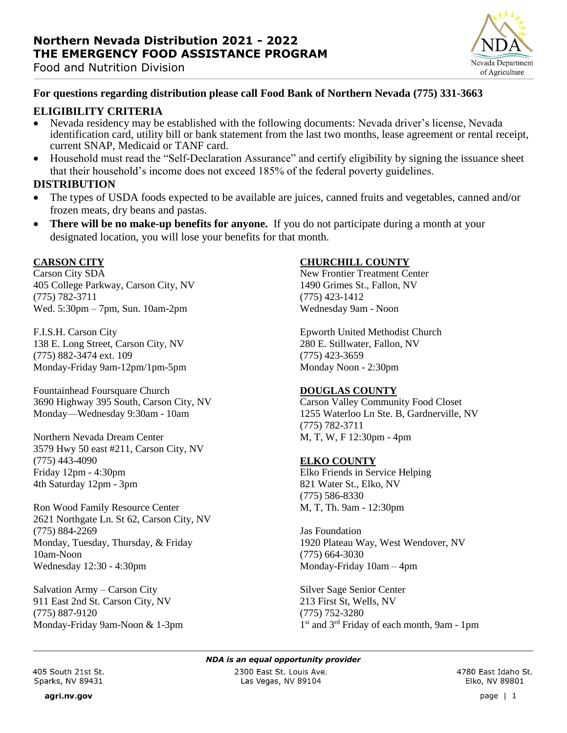# Northern Nevada Distribution 2021 - 2022
# THE EMERGENCY FOOD ASSISTANCE PROGRAM

Food and Nutrition Division

**For questions regarding distribution please call Food Bank of Northern Nevada (775) 331-3663**

## ELIGIBILITY CRITERIA

- Nevada residency may be established with the following documents: Nevada driver's license, Nevada identification card, utility bill or bank statement from the last two months, lease agreement or rental receipt, current SNAP, Medicaid or TANF card.
- Household must read the "Self-Declaration Assurance" and certify eligibility by signing the issuance sheet that their household's income does not exceed 185% of the federal poverty guidelines.

## DISTRIBUTION

- The types of USDA foods expected to be available are juices, canned fruits and vegetables, canned and/or frozen meats, dry beans and pastas.
- **There will be no make-up benefits for anyone.** If you do not participate during a month at your designated location, you will lose your benefits for that month.

### CARSON CITY

Carson City SDA
405 College Parkway, Carson City, NV
(775) 782-3711
Wed. 5:30pm – 7pm, Sun. 10am-2pm

F.I.S.H. Carson City
138 E. Long Street, Carson City, NV
(775) 882-3474 ext. 109
Monday-Friday 9am-12pm/1pm-5pm

Fountainhead Foursquare Church
3690 Highway 395 South, Carson City, NV
Monday—Wednesday 9:30am - 10am

Northern Nevada Dream Center
3579 Hwy 50 east #211, Carson City, NV
(775) 443-4090
Friday 12pm - 4:30pm
4th Saturday 12pm - 3pm

Ron Wood Family Resource Center
2621 Northgate Ln. St 62, Carson City, NV
(775) 884-2269
Monday, Tuesday, Thursday, & Friday
10am-Noon
Wednesday 12:30 - 4:30pm

Salvation Army – Carson City
911 East 2nd St. Carson City, NV
(775) 887-9120
Monday-Friday 9am-Noon & 1-3pm

### CHURCHILL COUNTY

New Frontier Treatment Center
1490 Grimes St., Fallon, NV
(775) 423-1412
Wednesday 9am - Noon

Epworth United Methodist Church
280 E. Stillwater, Fallon, NV
(775) 423-3659
Monday Noon - 2:30pm

### DOUGLAS COUNTY

Carson Valley Community Food Closet
1255 Waterloo Ln Ste. B, Gardnerville, NV
(775) 782-3711
M, T, W, F 12:30pm - 4pm

### ELKO COUNTY

Elko Friends in Service Helping
821 Water St., Elko, NV
(775) 586-8330
M, T, Th. 9am - 12:30pm

Jas Foundation
1920 Plateau Way, West Wendover, NV
(775) 664-3030
Monday-Friday 10am – 4pm

Silver Sage Senior Center
213 First St, Wells, NV
(775) 752-3280
1st and 3rd Friday of each month, 9am - 1pm

*NDA is an equal opportunity provider*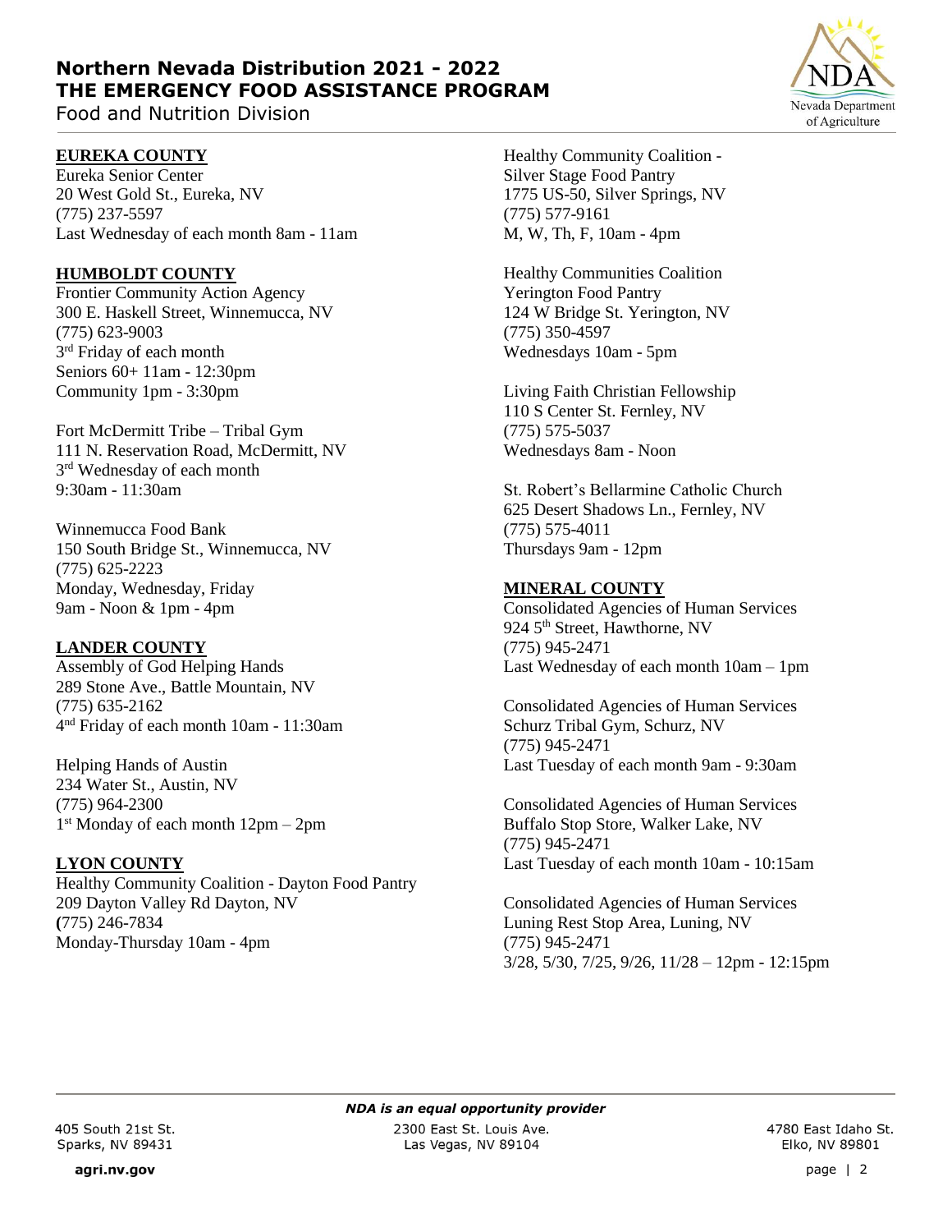# Northern Nevada Distribution 2021 - 2022
# THE EMERGENCY FOOD ASSISTANCE PROGRAM
Food and Nutrition Division

## EUREKA COUNTY

Eureka Senior Center
20 West Gold St., Eureka, NV
(775) 237-5597
Last Wednesday of each month 8am - 11am

## HUMBOLDT COUNTY

Frontier Community Action Agency
300 E. Haskell Street, Winnemucca, NV
(775) 623-9003
3rd Friday of each month
Seniors 60+ 11am - 12:30pm
Community 1pm - 3:30pm

Fort McDermitt Tribe – Tribal Gym
111 N. Reservation Road, McDermitt, NV
3rd Wednesday of each month
9:30am - 11:30am

Winnemucca Food Bank
150 South Bridge St., Winnemucca, NV
(775) 625-2223
Monday, Wednesday, Friday
9am - Noon & 1pm - 4pm

## LANDER COUNTY

Assembly of God Helping Hands
289 Stone Ave., Battle Mountain, NV
(775) 635-2162
4th Friday of each month 10am - 11:30am

Helping Hands of Austin
234 Water St., Austin, NV
(775) 964-2300
1st Monday of each month 12pm – 2pm

## LYON COUNTY

Healthy Community Coalition - Dayton Food Pantry
209 Dayton Valley Rd Dayton, NV
(775) 246-7834
Monday-Thursday 10am - 4pm

Healthy Community Coalition -
Silver Stage Food Pantry
1775 US-50, Silver Springs, NV
(775) 577-9161
M, W, Th, F, 10am - 4pm

Healthy Communities Coalition
Yerington Food Pantry
124 W Bridge St. Yerington, NV
(775) 350-4597
Wednesdays 10am - 5pm

Living Faith Christian Fellowship
110 S Center St. Fernley, NV
(775) 575-5037
Wednesdays 8am - Noon

St. Robert's Bellarmine Catholic Church
625 Desert Shadows Ln., Fernley, NV
(775) 575-4011
Thursdays 9am - 12pm

## MINERAL COUNTY

Consolidated Agencies of Human Services
924 5th Street, Hawthorne, NV
(775) 945-2471
Last Wednesday of each month 10am – 1pm

Consolidated Agencies of Human Services
Schurz Tribal Gym, Schurz, NV
(775) 945-2471
Last Tuesday of each month 9am - 9:30am

Consolidated Agencies of Human Services
Buffalo Stop Store, Walker Lake, NV
(775) 945-2471
Last Tuesday of each month 10am - 10:15am

Consolidated Agencies of Human Services
Luning Rest Stop Area, Luning, NV
(775) 945-2471
3/28, 5/30, 7/25, 9/26, 11/28 – 12pm - 12:15pm

***NDA is an equal opportunity provider***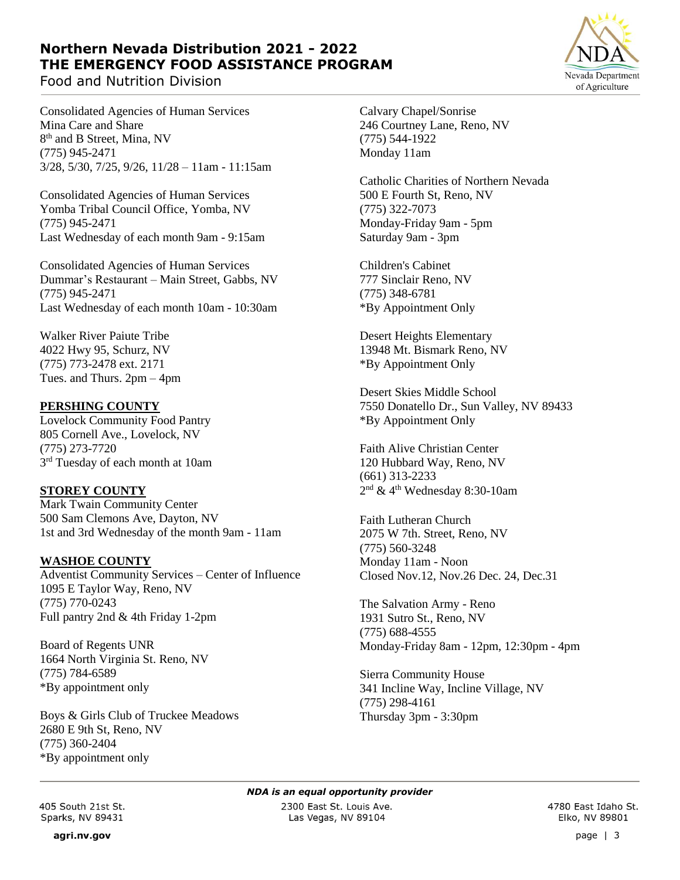Consolidated Agencies of Human Services
Mina Care and Share
8th and B Street, Mina, NV
(775) 945-2471
3/28, 5/30, 7/25, 9/26, 11/28 – 11am - 11:15am

Consolidated Agencies of Human Services
Yomba Tribal Council Office, Yomba, NV
(775) 945-2471
Last Wednesday of each month 9am - 9:15am

Consolidated Agencies of Human Services
Dummar's Restaurant – Main Street, Gabbs, NV
(775) 945-2471
Last Wednesday of each month 10am - 10:30am

Walker River Paiute Tribe
4022 Hwy 95, Schurz, NV
(775) 773-2478 ext. 2171
Tues. and Thurs. 2pm – 4pm

**PERSHING COUNTY**

Lovelock Community Food Pantry
805 Cornell Ave., Lovelock, NV
(775) 273-7720
3rd Tuesday of each month at 10am

**STOREY COUNTY**

Mark Twain Community Center
500 Sam Clemons Ave, Dayton, NV
1st and 3rd Wednesday of the month 9am - 11am

**WASHOE COUNTY**

Adventist Community Services – Center of Influence
1095 E Taylor Way, Reno, NV
(775) 770-0243
Full pantry 2nd & 4th Friday 1-2pm

Board of Regents UNR
1664 North Virginia St. Reno, NV
(775) 784-6589
*By appointment only

Boys & Girls Club of Truckee Meadows
2680 E 9th St, Reno, NV
(775) 360-2404
*By appointment only

Calvary Chapel/Sonrise
246 Courtney Lane, Reno, NV
(775) 544-1922
Monday 11am

Catholic Charities of Northern Nevada
500 E Fourth St, Reno, NV
(775) 322-7073
Monday-Friday 9am - 5pm
Saturday 9am - 3pm

Children's Cabinet
777 Sinclair Reno, NV
(775) 348-6781
*By Appointment Only

Desert Heights Elementary
13948 Mt. Bismark Reno, NV
*By Appointment Only

Desert Skies Middle School
7550 Donatello Dr., Sun Valley, NV 89433
*By Appointment Only

Faith Alive Christian Center
120 Hubbard Way, Reno, NV
(661) 313-2233
2nd & 4th Wednesday 8:30-10am

Faith Lutheran Church
2075 W 7th. Street, Reno, NV
(775) 560-3248
Monday 11am - Noon
Closed Nov.12, Nov.26 Dec. 24, Dec.31

The Salvation Army - Reno
1931 Sutro St., Reno, NV
(775) 688-4555
Monday-Friday 8am - 12pm, 12:30pm - 4pm

Sierra Community House
341 Incline Way, Incline Village, NV
(775) 298-4161
Thursday 3pm - 3:30pm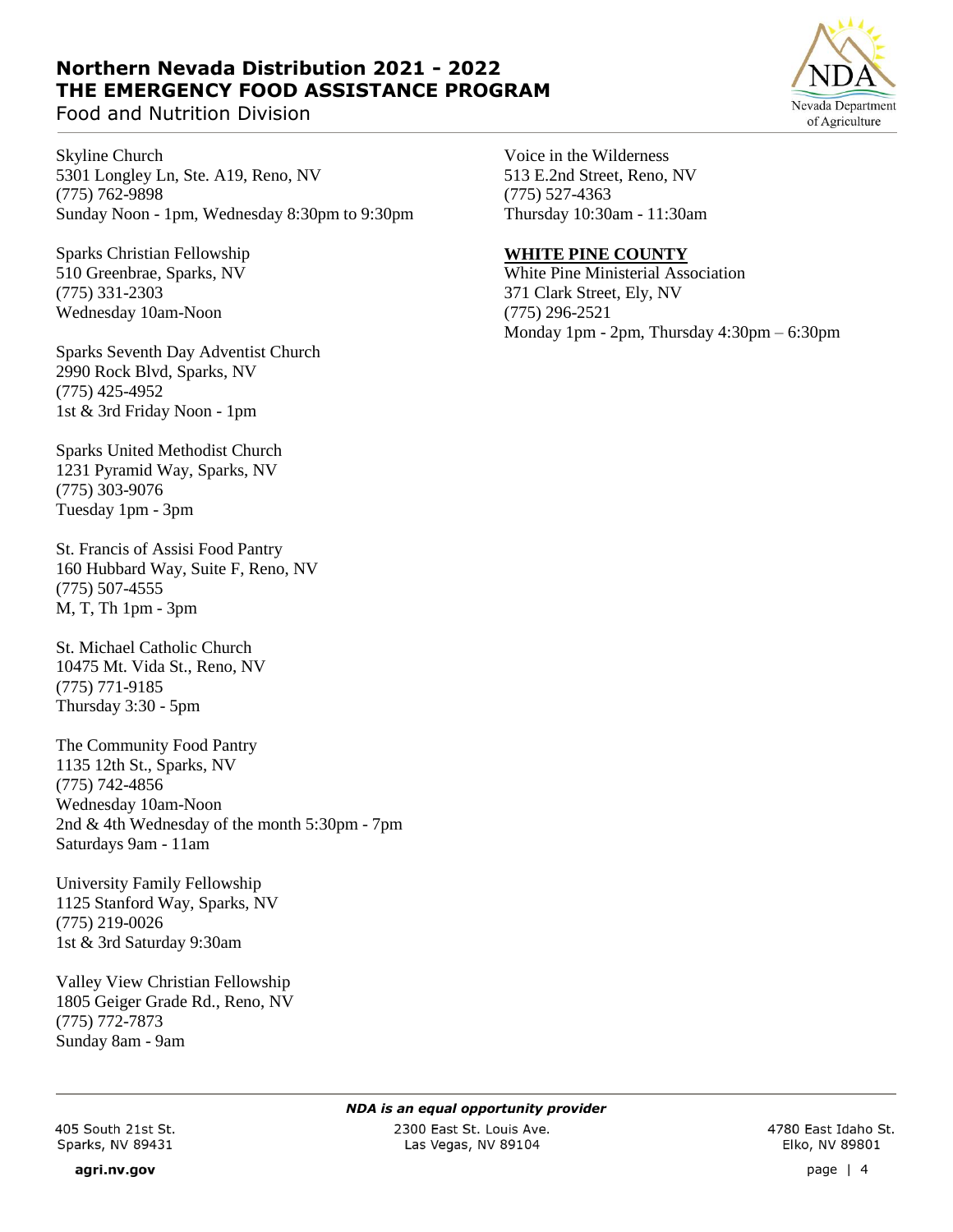Skyline Church
5301 Longley Ln, Ste. A19, Reno, NV
(775) 762-9898
Sunday Noon - 1pm, Wednesday 8:30pm to 9:30pm

Sparks Christian Fellowship
510 Greenbrae, Sparks, NV
(775) 331-2303
Wednesday 10am-Noon

Sparks Seventh Day Adventist Church
2990 Rock Blvd, Sparks, NV
(775) 425-4952
1st & 3rd Friday Noon - 1pm

Sparks United Methodist Church
1231 Pyramid Way, Sparks, NV
(775) 303-9076
Tuesday 1pm - 3pm

St. Francis of Assisi Food Pantry
160 Hubbard Way, Suite F, Reno, NV
(775) 507-4555
M, T, Th 1pm - 3pm

St. Michael Catholic Church
10475 Mt. Vida St., Reno, NV
(775) 771-9185
Thursday 3:30 - 5pm

The Community Food Pantry
1135 12th St., Sparks, NV
(775) 742-4856
Wednesday 10am-Noon
2nd & 4th Wednesday of the month 5:30pm - 7pm
Saturdays 9am - 11am

University Family Fellowship
1125 Stanford Way, Sparks, NV
(775) 219-0026
1st & 3rd Saturday 9:30am

Valley View Christian Fellowship
1805 Geiger Grade Rd., Reno, NV
(775) 772-7873
Sunday 8am - 9am

Voice in the Wilderness
513 E.2nd Street, Reno, NV
(775) 527-4363
Thursday 10:30am - 11:30am

**WHITE PINE COUNTY**

White Pine Ministerial Association
371 Clark Street, Ely, NV
(775) 296-2521
Monday 1pm - 2pm, Thursday 4:30pm – 6:30pm